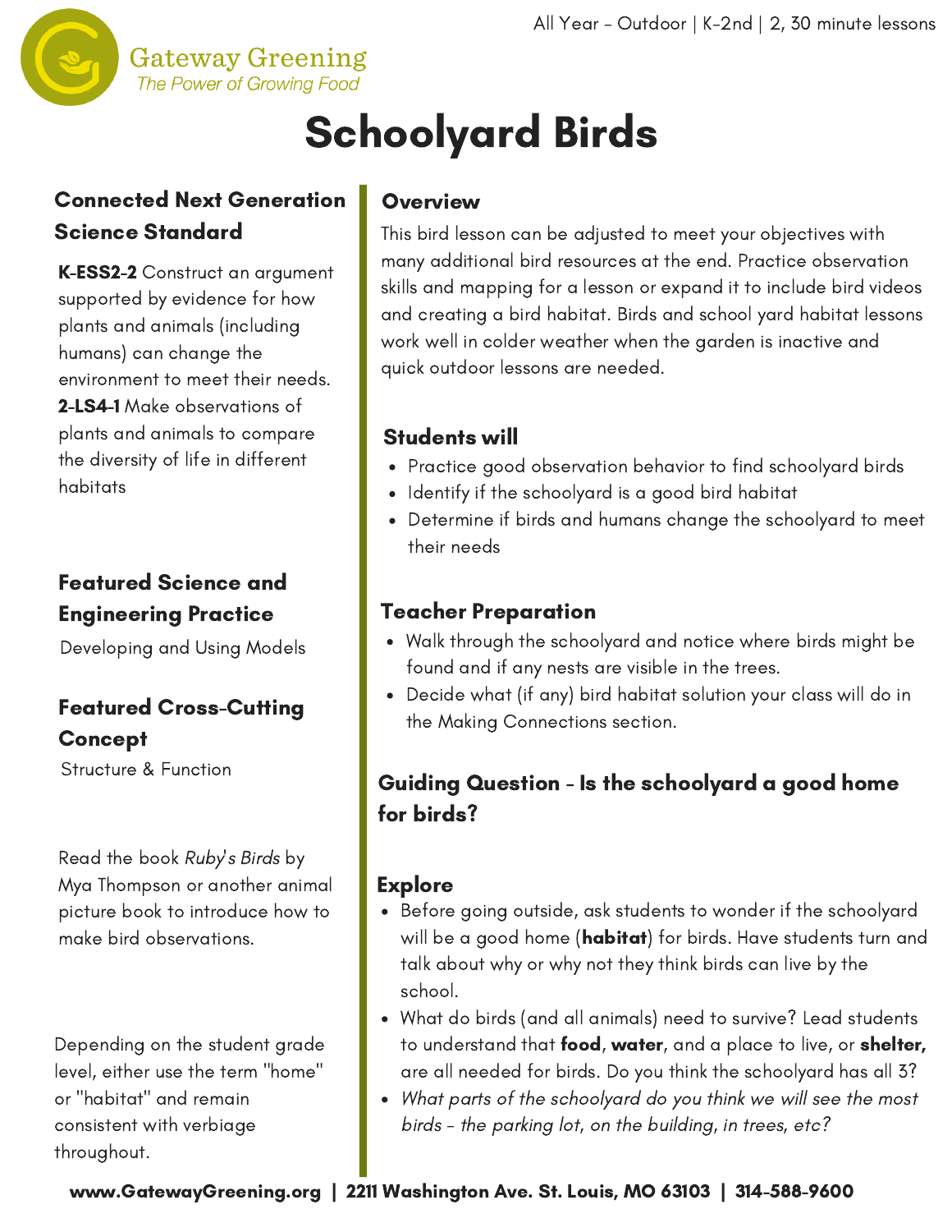All Year - Outdoor | K-2nd | 2, 30 minute lessons

Gateway Greening
*The Power of Growing Food*

# Schoolyard Birds

## Connected Next Generation Science Standard

**K-ESS2-2** Construct an argument supported by evidence for how plants and animals (including humans) can change the environment to meet their needs.
**2-LS4-1** Make observations of plants and animals to compare the diversity of life in different habitats

## Featured Science and Engineering Practice

Developing and Using Models

## Featured Cross-Cutting Concept

Structure & Function

Read the book *Ruby's Birds* by Mya Thompson or another animal picture book to introduce how to make bird observations.

Depending on the student grade level, either use the term "home" or "habitat" and remain consistent with verbiage throughout.

## Overview

This bird lesson can be adjusted to meet your objectives with many additional bird resources at the end. Practice observation skills and mapping for a lesson or expand it to include bird videos and creating a bird habitat. Birds and school yard habitat lessons work well in colder weather when the garden is inactive and quick outdoor lessons are needed.

## Students will

- Practice good observation behavior to find schoolyard birds
- Identify if the schoolyard is a good bird habitat
- Determine if birds and humans change the schoolyard to meet their needs

## Teacher Preparation

- Walk through the schoolyard and notice where birds might be found and if any nests are visible in the trees.
- Decide what (if any) bird habitat solution your class will do in the Making Connections section.

## Guiding Question - Is the schoolyard a good home for birds?

## Explore

- Before going outside, ask students to wonder if the schoolyard will be a good home (**habitat**) for birds. Have students turn and talk about why or why not they think birds can live by the school.
- What do birds (and all animals) need to survive? Lead students to understand that **food**, **water**, and a place to live, or **shelter,** are all needed for birds. Do you think the schoolyard has all 3?
- *What parts of the schoolyard do you think we will see the most birds - the parking lot, on the building, in trees, etc?*

**www.GatewayGreening.org | 2211 Washington Ave. St. Louis, MO 63103 | 314-588-9600**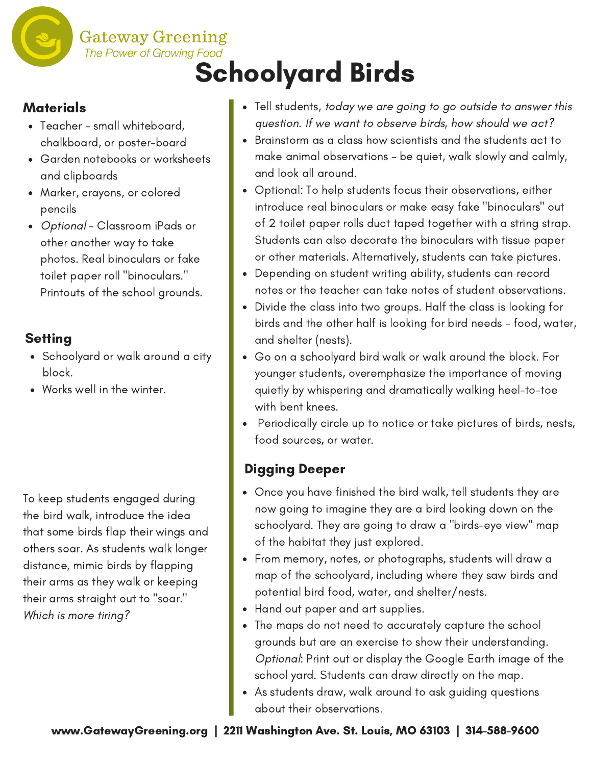# Schoolyard Birds

## Materials

- Teacher - small whiteboard, chalkboard, or poster-board
- Garden notebooks or worksheets and clipboards
- Marker, crayons, or colored pencils
- *Optional* - Classroom iPads or other another way to take photos. Real binoculars or fake toilet paper roll "binoculars." Printouts of the school grounds.

## Setting

- Schoolyard or walk around a city block.
- Works well in the winter.

To keep students engaged during the bird walk, introduce the idea that some birds flap their wings and others soar. As students walk longer distance, mimic birds by flapping their arms as they walk or keeping their arms straight out to "soar." *Which is more tiring?*

- Tell students, *today we are going to go outside to answer this question. If we want to observe birds, how should we act?*
- Brainstorm as a class how scientists and the students act to make animal observations - be quiet, walk slowly and calmly, and look all around.
- Optional: To help students focus their observations, either introduce real binoculars or make easy fake "binoculars" out of 2 toilet paper rolls duct taped together with a string strap. Students can also decorate the binoculars with tissue paper or other materials. Alternatively, students can take pictures.
- Depending on student writing ability, students can record notes or the teacher can take notes of student observations.
- Divide the class into two groups. Half the class is looking for birds and the other half is looking for bird needs - food, water, and shelter (nests).
- Go on a schoolyard bird walk or walk around the block. For younger students, overemphasize the importance of moving quietly by whispering and dramatically walking heel-to-toe with bent knees.
- Periodically circle up to notice or take pictures of birds, nests, food sources, or water.

## Digging Deeper

- Once you have finished the bird walk, tell students they are now going to imagine they are a bird looking down on the schoolyard. They are going to draw a "birds-eye view" map of the habitat they just explored.
- From memory, notes, or photographs, students will draw a map of the schoolyard, including where they saw birds and potential bird food, water, and shelter/nests.
- Hand out paper and art supplies.
- The maps do not need to accurately capture the school grounds but are an exercise to show their understanding. *Optional*: Print out or display the Google Earth image of the school yard. Students can draw directly on the map.
- As students draw, walk around to ask guiding questions about their observations.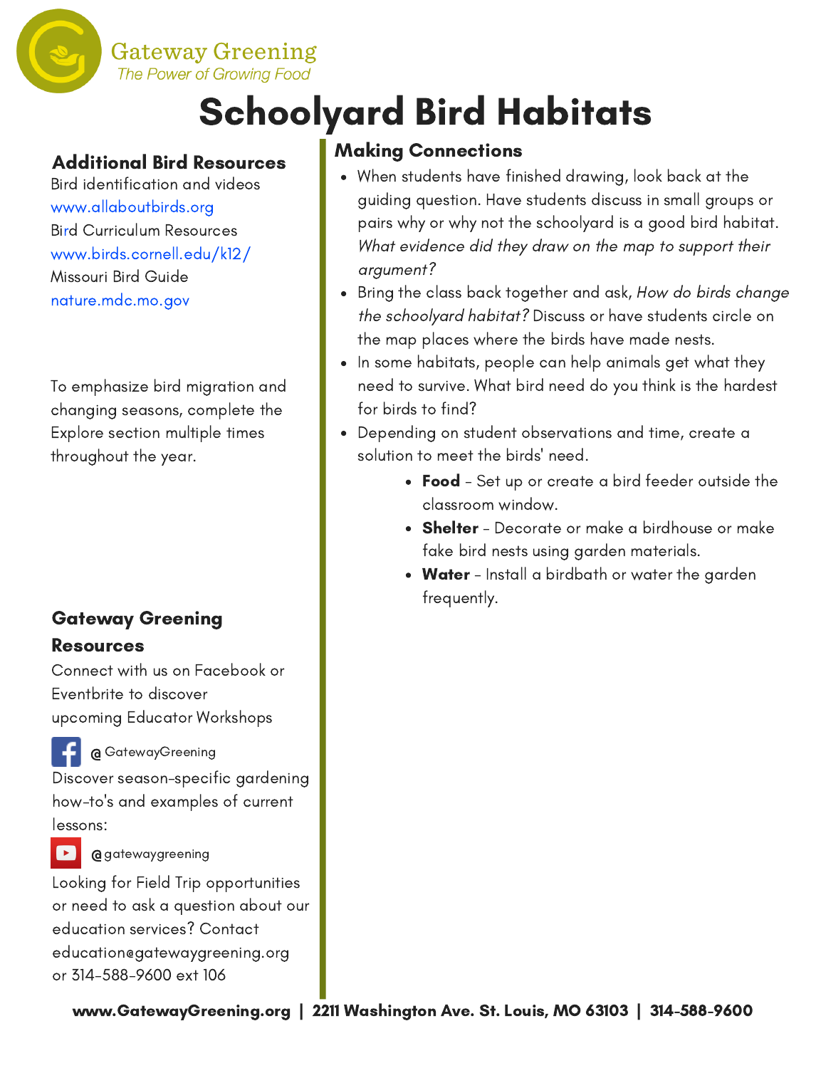Gateway Greening
*The Power of Growing Food*

# Schoolyard Bird Habitats

### Additional Bird Resources

Bird identification and videos
www.allaboutbirds.org
Bird Curriculum Resources
www.birds.cornell.edu/k12/
Missouri Bird Guide
nature.mdc.mo.gov

To emphasize bird migration and changing seasons, complete the Explore section multiple times throughout the year.

### Gateway Greening Resources

Connect with us on Facebook or Eventbrite to discover upcoming Educator Workshops

@GatewayGreening

Discover season-specific gardening how-to's and examples of current lessons:

@gatewaygreening

Looking for Field Trip opportunities or need to ask a question about our education services? Contact education@gatewaygreening.org or 314-588-9600 ext 106

### Making Connections

- When students have finished drawing, look back at the guiding question. Have students discuss in small groups or pairs why or why not the schoolyard is a good bird habitat. *What evidence did they draw on the map to support their argument?*
- Bring the class back together and ask, *How do birds change the schoolyard habitat?* Discuss or have students circle on the map places where the birds have made nests.
- In some habitats, people can help animals get what they need to survive. What bird need do you think is the hardest for birds to find?
- Depending on student observations and time, create a solution to meet the birds' need.
  - **Food** - Set up or create a bird feeder outside the classroom window.
  - **Shelter** - Decorate or make a birdhouse or make fake bird nests using garden materials.
  - **Water** - Install a birdbath or water the garden frequently.

**www.GatewayGreening.org | 2211 Washington Ave. St. Louis, MO 63103 | 314-588-9600**